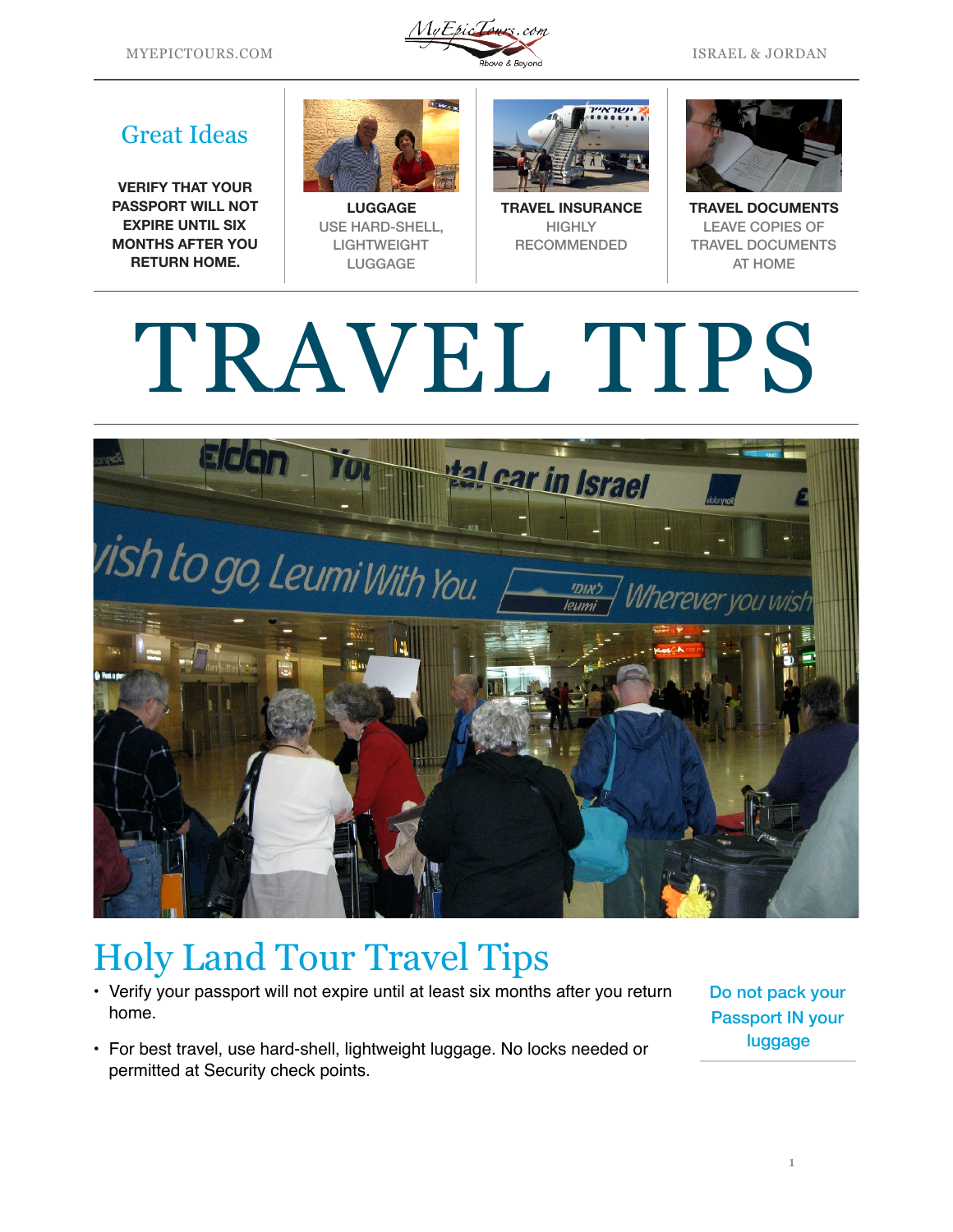## Great Ideas

**VERIFY THAT YOUR PASSPORT WILL NOT EXPIRE UNTIL SIX MONTHS AFTER YOU RETURN HOME.**

**LUGGAGE**
USE HARD-SHELL, LIGHTWEIGHT LUGGAGE

**TRAVEL INSURANCE**
HIGHLY RECOMMENDED

**TRAVEL DOCUMENTS**
LEAVE COPIES OF TRAVEL DOCUMENTS AT HOME

# TRAVEL TIPS

## Holy Land Tour Travel Tips

- Verify your passport will not expire until at least six months after you return home.
- For best travel, use hard-shell, lightweight luggage. No locks needed or permitted at Security check points.

**Do not pack your Passport IN your luggage**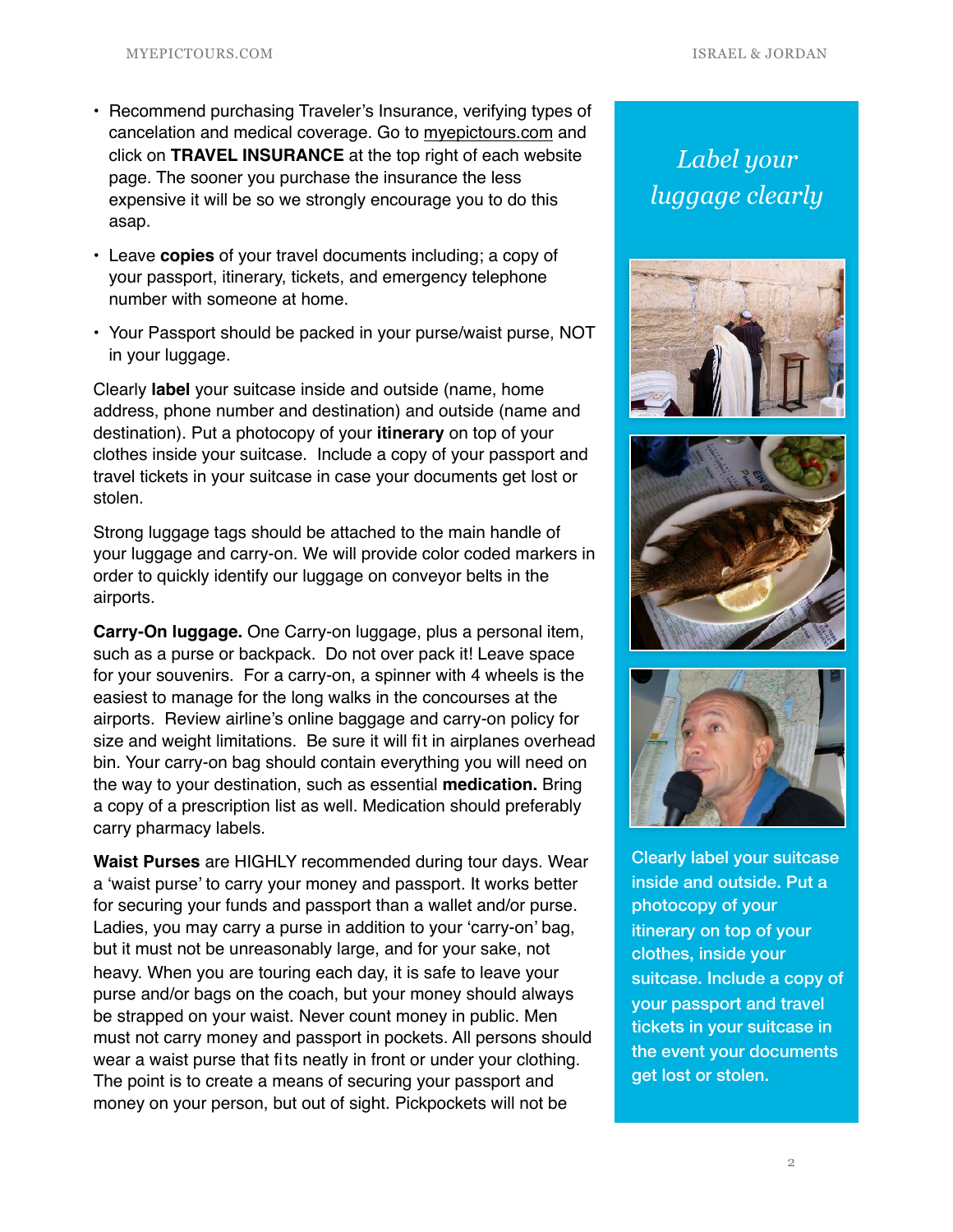- Recommend purchasing Traveler's Insurance, verifying types of cancelation and medical coverage. Go to myepictours.com and click on **TRAVEL INSURANCE** at the top right of each website page. The sooner you purchase the insurance the less expensive it will be so we strongly encourage you to do this asap.
- Leave **copies** of your travel documents including; a copy of your passport, itinerary, tickets, and emergency telephone number with someone at home.
- Your Passport should be packed in your purse/waist purse, NOT in your luggage.

Clearly **label** your suitcase inside and outside (name, home address, phone number and destination) and outside (name and destination). Put a photocopy of your **itinerary** on top of your clothes inside your suitcase. Include a copy of your passport and travel tickets in your suitcase in case your documents get lost or stolen.

Strong luggage tags should be attached to the main handle of your luggage and carry-on. We will provide color coded markers in order to quickly identify our luggage on conveyor belts in the airports.

**Carry-On luggage.** One Carry-on luggage, plus a personal item, such as a purse or backpack. Do not over pack it! Leave space for your souvenirs. For a carry-on, a spinner with 4 wheels is the easiest to manage for the long walks in the concourses at the airports. Review airline's online baggage and carry-on policy for size and weight limitations. Be sure it will fit in airplanes overhead bin. Your carry-on bag should contain everything you will need on the way to your destination, such as essential **medication.** Bring a copy of a prescription list as well. Medication should preferably carry pharmacy labels.

**Waist Purses** are HIGHLY recommended during tour days. Wear a 'waist purse' to carry your money and passport. It works better for securing your funds and passport than a wallet and/or purse. Ladies, you may carry a purse in addition to your 'carry-on' bag, but it must not be unreasonably large, and for your sake, not heavy. When you are touring each day, it is safe to leave your purse and/or bags on the coach, but your money should always be strapped on your waist. Never count money in public. Men must not carry money and passport in pockets. All persons should wear a waist purse that fits neatly in front or under your clothing. The point is to create a means of securing your passport and money on your person, but out of sight. Pickpockets will not be

*Label your luggage clearly*

Clearly label your suitcase inside and outside. Put a photocopy of your itinerary on top of your clothes, inside your suitcase. Include a copy of your passport and travel tickets in your suitcase in the event your documents get lost or stolen.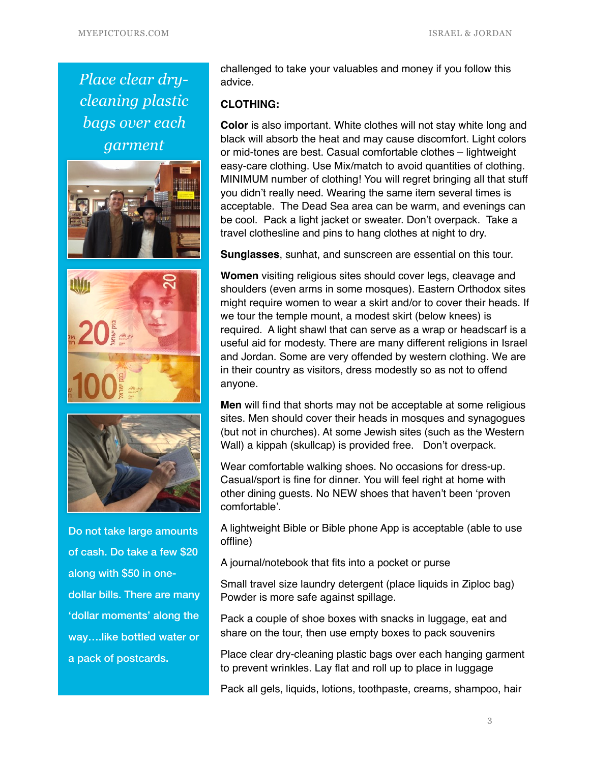*Place clear dry-cleaning plastic bags over each garment*

Do not take large amounts of cash. Do take a few $20 along with $50 in one-dollar bills. There are many 'dollar moments' along the way….like bottled water or a pack of postcards.

challenged to take your valuables and money if you follow this advice.

**CLOTHING:**

**Color** is also important. White clothes will not stay white long and black will absorb the heat and may cause discomfort. Light colors or mid-tones are best. Casual comfortable clothes – lightweight easy-care clothing. Use Mix/match to avoid quantities of clothing. MINIMUM number of clothing! You will regret bringing all that stuff you didn't really need. Wearing the same item several times is acceptable. The Dead Sea area can be warm, and evenings can be cool. Pack a light jacket or sweater. Don't overpack. Take a travel clothesline and pins to hang clothes at night to dry.

**Sunglasses**, sunhat, and sunscreen are essential on this tour.

**Women** visiting religious sites should cover legs, cleavage and shoulders (even arms in some mosques). Eastern Orthodox sites might require women to wear a skirt and/or to cover their heads. If we tour the temple mount, a modest skirt (below knees) is required. A light shawl that can serve as a wrap or headscarf is a useful aid for modesty. There are many different religions in Israel and Jordan. Some are very offended by western clothing. We are in their country as visitors, dress modestly so as not to offend anyone.

**Men** will find that shorts may not be acceptable at some religious sites. Men should cover their heads in mosques and synagogues (but not in churches). At some Jewish sites (such as the Western Wall) a kippah (skullcap) is provided free. Don't overpack.

Wear comfortable walking shoes. No occasions for dress-up. Casual/sport is fine for dinner. You will feel right at home with other dining guests. No NEW shoes that haven't been 'proven comfortable'.

A lightweight Bible or Bible phone App is acceptable (able to use offline)

A journal/notebook that fits into a pocket or purse

Small travel size laundry detergent (place liquids in Ziploc bag) Powder is more safe against spillage.

Pack a couple of shoe boxes with snacks in luggage, eat and share on the tour, then use empty boxes to pack souvenirs

Place clear dry-cleaning plastic bags over each hanging garment to prevent wrinkles. Lay flat and roll up to place in luggage

Pack all gels, liquids, lotions, toothpaste, creams, shampoo, hair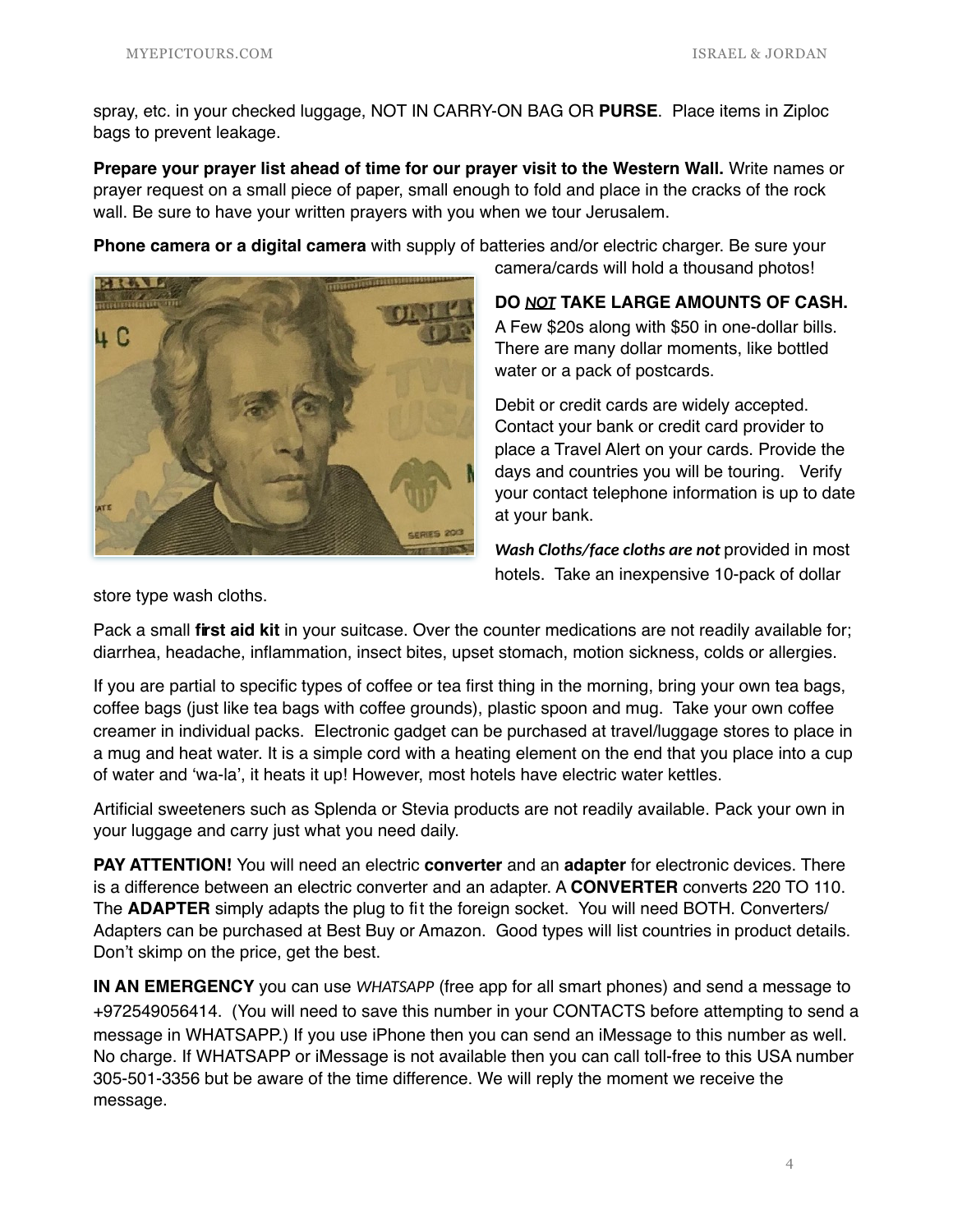spray, etc. in your checked luggage, NOT IN CARRY-ON BAG OR **PURSE**. Place items in Ziploc bags to prevent leakage.

**Prepare your prayer list ahead of time for our prayer visit to the Western Wall.** Write names or prayer request on a small piece of paper, small enough to fold and place in the cracks of the rock wall. Be sure to have your written prayers with you when we tour Jerusalem.

**Phone camera or a digital camera** with supply of batteries and/or electric charger. Be sure your camera/cards will hold a thousand photos!

**DO *NOT* TAKE LARGE AMOUNTS OF CASH.** A Few $20s along with $50 in one-dollar bills. There are many dollar moments, like bottled water or a pack of postcards.

Debit or credit cards are widely accepted. Contact your bank or credit card provider to place a Travel Alert on your cards. Provide the days and countries you will be touring. Verify your contact telephone information is up to date at your bank.

***Wash Cloths/face cloths are not*** provided in most hotels. Take an inexpensive 10-pack of dollar store type wash cloths.

Pack a small **first aid kit** in your suitcase. Over the counter medications are not readily available for; diarrhea, headache, inflammation, insect bites, upset stomach, motion sickness, colds or allergies.

If you are partial to specific types of coffee or tea first thing in the morning, bring your own tea bags, coffee bags (just like tea bags with coffee grounds), plastic spoon and mug. Take your own coffee creamer in individual packs. Electronic gadget can be purchased at travel/luggage stores to place in a mug and heat water. It is a simple cord with a heating element on the end that you place into a cup of water and 'wa-la', it heats it up! However, most hotels have electric water kettles.

Artificial sweeteners such as Splenda or Stevia products are not readily available. Pack your own in your luggage and carry just what you need daily.

**PAY ATTENTION!** You will need an electric **converter** and an **adapter** for electronic devices. There is a difference between an electric converter and an adapter. A **CONVERTER** converts 220 TO 110. The **ADAPTER** simply adapts the plug to fit the foreign socket. You will need BOTH. Converters/ Adapters can be purchased at Best Buy or Amazon. Good types will list countries in product details. Don't skimp on the price, get the best.

**IN AN EMERGENCY** you can use *WHATSAPP* (free app for all smart phones) and send a message to +972549056414. (You will need to save this number in your CONTACTS before attempting to send a message in WHATSAPP.) If you use iPhone then you can send an iMessage to this number as well. No charge. If WHATSAPP or iMessage is not available then you can call toll-free to this USA number 305-501-3356 but be aware of the time difference. We will reply the moment we receive the message.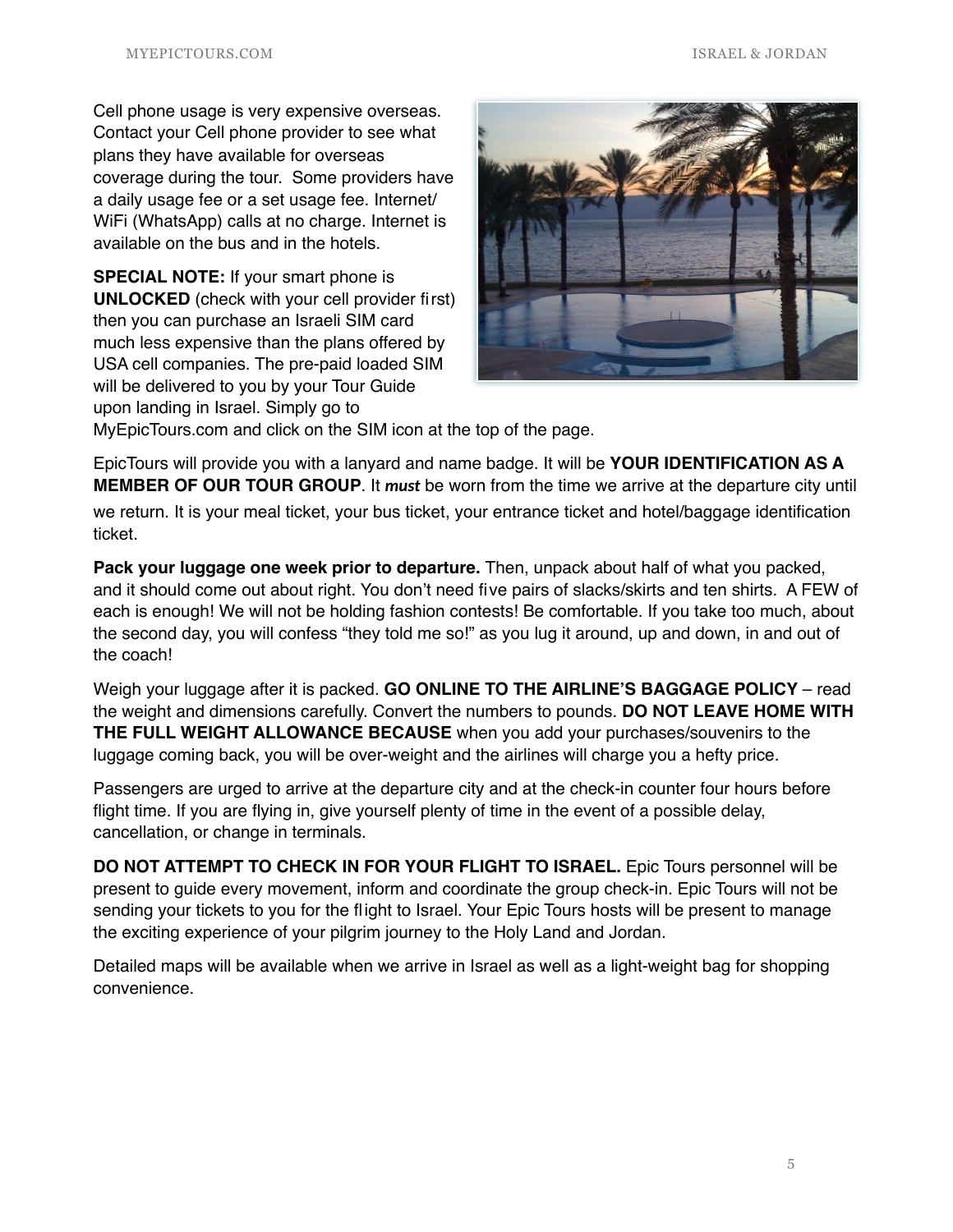Cell phone usage is very expensive overseas. Contact your Cell phone provider to see what plans they have available for overseas coverage during the tour. Some providers have a daily usage fee or a set usage fee. Internet/ WiFi (WhatsApp) calls at no charge. Internet is available on the bus and in the hotels.

**SPECIAL NOTE:** If your smart phone is **UNLOCKED** (check with your cell provider first) then you can purchase an Israeli SIM card much less expensive than the plans offered by USA cell companies. The pre-paid loaded SIM will be delivered to you by your Tour Guide upon landing in Israel. Simply go to MyEpicTours.com and click on the SIM icon at the top of the page.

EpicTours will provide you with a lanyard and name badge. It will be **YOUR IDENTIFICATION AS A MEMBER OF OUR TOUR GROUP**. It ***must*** be worn from the time we arrive at the departure city until we return. It is your meal ticket, your bus ticket, your entrance ticket and hotel/baggage identification ticket.

**Pack your luggage one week prior to departure.** Then, unpack about half of what you packed, and it should come out about right. You don't need five pairs of slacks/skirts and ten shirts. A FEW of each is enough! We will not be holding fashion contests! Be comfortable. If you take too much, about the second day, you will confess "they told me so!" as you lug it around, up and down, in and out of the coach!

Weigh your luggage after it is packed. **GO ONLINE TO THE AIRLINE'S BAGGAGE POLICY** – read the weight and dimensions carefully. Convert the numbers to pounds. **DO NOT LEAVE HOME WITH THE FULL WEIGHT ALLOWANCE BECAUSE** when you add your purchases/souvenirs to the luggage coming back, you will be over-weight and the airlines will charge you a hefty price.

Passengers are urged to arrive at the departure city and at the check-in counter four hours before flight time. If you are flying in, give yourself plenty of time in the event of a possible delay, cancellation, or change in terminals.

**DO NOT ATTEMPT TO CHECK IN FOR YOUR FLIGHT TO ISRAEL.** Epic Tours personnel will be present to guide every movement, inform and coordinate the group check-in. Epic Tours will not be sending your tickets to you for the flight to Israel. Your Epic Tours hosts will be present to manage the exciting experience of your pilgrim journey to the Holy Land and Jordan.

Detailed maps will be available when we arrive in Israel as well as a light-weight bag for shopping convenience.